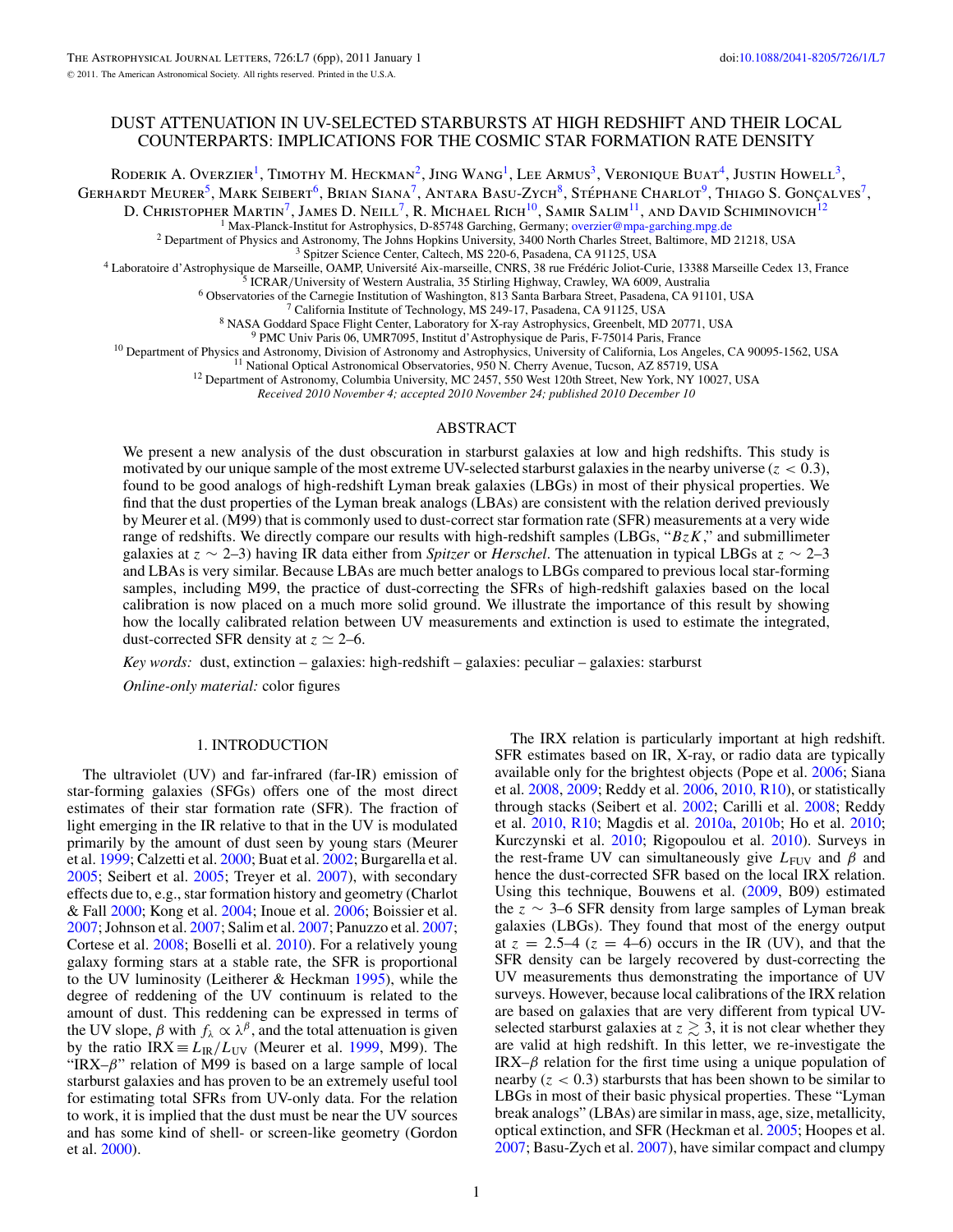# DUST ATTENUATION IN UV-SELECTED STARBURSTS AT HIGH REDSHIFT AND THEIR LOCAL COUNTERPARTS: IMPLICATIONS FOR THE COSMIC STAR FORMATION RATE DENSITY

Roderik A. Overzier[1], Timothy M. Heckman[2], Jing Wang[1], Lee Armus[3], Veronique Buat[4], Justin Howell[3], Gerhardt Meurer[5], Mark Seibert[6], Brian Siana[7], Antara Basu-Zych[8], Stéphane Charlot[9], Thiago S. Gonçalves[7], D. Christopher Martin[7], James D. Neill[7], R. Michael Rich[10], Samir Salim[11], and David Schiminovich[12]

[1] Max-Planck-Institut for Astrophysics, D-85748 Garching, Germany; overzier@mpa-garching.mpg.de
[2] Department of Physics and Astronomy, The Johns Hopkins University, 3400 North Charles Street, Baltimore, MD 21218, USA
[3] Spitzer Science Center, Caltech, MS 220-6, Pasadena, CA 91125, USA
[4] Laboratoire d'Astrophysique de Marseille, OAMP, Université Aix-marseille, CNRS, 38 rue Frédéric Joliot-Curie, 13388 Marseille Cedex 13, France
[5] ICRAR/University of Western Australia, 35 Stirling Highway, Crawley, WA 6009, Australia
[6] Observatories of the Carnegie Institution of Washington, 813 Santa Barbara Street, Pasadena, CA 91101, USA
[7] California Institute of Technology, MS 249-17, Pasadena, CA 91125, USA
[8] NASA Goddard Space Flight Center, Laboratory for X-ray Astrophysics, Greenbelt, MD 20771, USA
[9] PMC Univ Paris 06, UMR7095, Institut d'Astrophysique de Paris, F-75014 Paris, France
[10] Department of Physics and Astronomy, Division of Astronomy and Astrophysics, University of California, Los Angeles, CA 90095-1562, USA
[11] National Optical Astronomical Observatories, 950 N. Cherry Avenue, Tucson, AZ 85719, USA
[12] Department of Astronomy, Columbia University, MC 2457, 550 West 120th Street, New York, NY 10027, USA

*Received 2010 November 4; accepted 2010 November 24; published 2010 December 10*

## ABSTRACT

We present a new analysis of the dust obscuration in starburst galaxies at low and high redshifts. This study is motivated by our unique sample of the most extreme UV-selected starburst galaxies in the nearby universe ($z < 0.3$), found to be good analogs of high-redshift Lyman break galaxies (LBGs) in most of their physical properties. We find that the dust properties of the Lyman break analogs (LBAs) are consistent with the relation derived previously by Meurer et al. (M99) that is commonly used to dust-correct star formation rate (SFR) measurements at a very wide range of redshifts. We directly compare our results with high-redshift samples (LBGs, "$BzK$," and submillimeter galaxies at $z \sim 2$–3) having IR data either from *Spitzer* or *Herschel*. The attenuation in typical LBGs at $z \sim 2$–3 and LBAs is very similar. Because LBAs are much better analogs to LBGs compared to previous local star-forming samples, including M99, the practice of dust-correcting the SFRs of high-redshift galaxies based on the local calibration is now placed on a much more solid ground. We illustrate the importance of this result by showing how the locally calibrated relation between UV measurements and extinction is used to estimate the integrated, dust-corrected SFR density at $z \simeq 2$–6.

*Key words:* dust, extinction – galaxies: high-redshift – galaxies: peculiar – galaxies: starburst

*Online-only material:* color figures

## 1. INTRODUCTION

The ultraviolet (UV) and far-infrared (far-IR) emission of star-forming galaxies (SFGs) offers one of the most direct estimates of their star formation rate (SFR). The fraction of light emerging in the IR relative to that in the UV is modulated primarily by the amount of dust seen by young stars (Meurer et al. 1999; Calzetti et al. 2000; Buat et al. 2002; Burgarella et al. 2005; Seibert et al. 2005; Treyer et al. 2007), with secondary effects due to, e.g., star formation history and geometry (Charlot & Fall 2000; Kong et al. 2004; Inoue et al. 2006; Boissier et al. 2007; Johnson et al. 2007; Salim et al. 2007; Panuzzo et al. 2007; Cortese et al. 2008; Boselli et al. 2010). For a relatively young galaxy forming stars at a stable rate, the SFR is proportional to the UV luminosity (Leitherer & Heckman 1995), while the degree of reddening of the UV continuum is related to the amount of dust. This reddening can be expressed in terms of the UV slope, $\beta$ with $f_\lambda \propto \lambda^\beta$, and the total attenuation is given by the ratio $\mathrm{IRX} \equiv L_{\mathrm{IR}}/L_{\mathrm{UV}}$ (Meurer et al. 1999, M99). The "IRX–$\beta$" relation of M99 is based on a large sample of local starburst galaxies and has proven to be an extremely useful tool for estimating total SFRs from UV-only data. For the relation to work, it is implied that the dust must be near the UV sources and has some kind of shell- or screen-like geometry (Gordon et al. 2000).

The IRX relation is particularly important at high redshift. SFR estimates based on IR, X-ray, or radio data are typically available only for the brightest objects (Pope et al. 2006; Siana et al. 2008, 2009; Reddy et al. 2006, 2010, R10), or statistically through stacks (Seibert et al. 2002; Carilli et al. 2008; Reddy et al. 2010, R10; Magdis et al. 2010a, 2010b; Ho et al. 2010; Kurczynski et al. 2010; Rigopoulou et al. 2010). Surveys in the rest-frame UV can simultaneously give $L_{\mathrm{FUV}}$ and $\beta$ and hence the dust-corrected SFR based on the local IRX relation. Using this technique, Bouwens et al. (2009, B09) estimated the $z \sim 3$–6 SFR density from large samples of Lyman break galaxies (LBGs). They found that most of the energy output at $z = 2.5$–4 ($z = 4$–6) occurs in the IR (UV), and that the SFR density can be largely recovered by dust-correcting the UV measurements thus demonstrating the importance of UV surveys. However, because local calibrations of the IRX relation are based on galaxies that are very different from typical UV-selected starburst galaxies at $z \gtrsim 3$, it is not clear whether they are valid at high redshift. In this letter, we re-investigate the IRX–$\beta$ relation for the first time using a unique population of nearby ($z < 0.3$) starbursts that has been shown to be similar to LBGs in most of their basic physical properties. These "Lyman break analogs" (LBAs) are similar in mass, age, size, metallicity, optical extinction, and SFR (Heckman et al. 2005; Hoopes et al. 2007; Basu-Zych et al. 2007), have similar compact and clumpy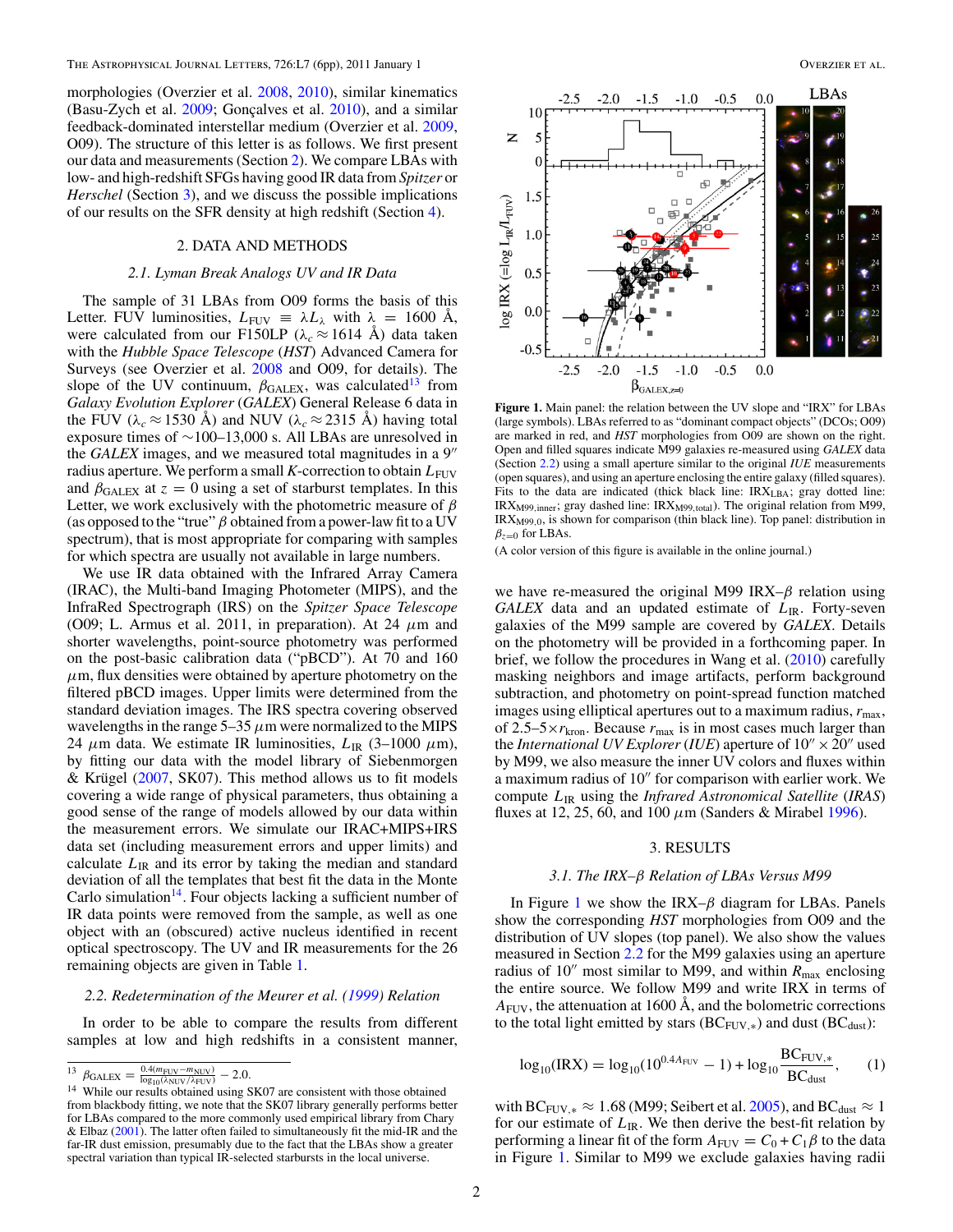morphologies (Overzier et al. 2008, 2010), similar kinematics (Basu-Zych et al. 2009; Gonçalves et al. 2010), and a similar feedback-dominated interstellar medium (Overzier et al. 2009, O09). The structure of this letter is as follows. We first present our data and measurements (Section 2). We compare LBAs with low- and high-redshift SFGs having good IR data from *Spitzer* or *Herschel* (Section 3), and we discuss the possible implications of our results on the SFR density at high redshift (Section 4).

## 2. DATA AND METHODS

### 2.1. Lyman Break Analogs UV and IR Data

The sample of 31 LBAs from O09 forms the basis of this Letter. FUV luminosities, $L_{\rm FUV} \equiv \lambda L_\lambda$ with $\lambda = 1600$ Å, were calculated from our F150LP ($\lambda_c \approx 1614$ Å) data taken with the *Hubble Space Telescope* (*HST*) Advanced Camera for Surveys (see Overzier et al. 2008 and O09, for details). The slope of the UV continuum, $\beta_{\rm GALEX}$, was calculated[13] from *Galaxy Evolution Explorer* (*GALEX*) General Release 6 data in the FUV ($\lambda_c \approx 1530$ Å) and NUV ($\lambda_c \approx 2315$ Å) having total exposure times of ~100–13,000 s. All LBAs are unresolved in the *GALEX* images, and we measured total magnitudes in a 9″ radius aperture. We perform a small $K$-correction to obtain $L_{\rm FUV}$ and $\beta_{\rm GALEX}$ at $z = 0$ using a set of starburst templates. In this Letter, we work exclusively with the photometric measure of $\beta$ (as opposed to the "true" $\beta$ obtained from a power-law fit to a UV spectrum), that is most appropriate for comparing with samples for which spectra are usually not available in large numbers.

We use IR data obtained with the Infrared Array Camera (IRAC), the Multi-band Imaging Photometer (MIPS), and the InfraRed Spectrograph (IRS) on the *Spitzer Space Telescope* (O09; L. Armus et al. 2011, in preparation). At 24 $\mu$m and shorter wavelengths, point-source photometry was performed on the post-basic calibration data ("pBCD"). At 70 and 160 $\mu$m, flux densities were obtained by aperture photometry on the filtered pBCD images. Upper limits were determined from the standard deviation images. The IRS spectra covering observed wavelengths in the range 5–35 $\mu$m were normalized to the MIPS 24 $\mu$m data. We estimate IR luminosities, $L_{\rm IR}$ (3–1000 $\mu$m), by fitting our data with the model library of Siebenmorgen & Krügel (2007, SK07). This method allows us to fit models covering a wide range of physical parameters, thus obtaining a good sense of the range of models allowed by our data within the measurement errors. We simulate our IRAC+MIPS+IRS data set (including measurement errors and upper limits) and calculate $L_{\rm IR}$ and its error by taking the median and standard deviation of all the templates that best fit the data in the Monte Carlo simulation[14]. Four objects lacking a sufficient number of IR data points were removed from the sample, as well as one object with an (obscured) active nucleus identified in recent optical spectroscopy. The UV and IR measurements for the 26 remaining objects are given in Table 1.

### 2.2. Redetermination of the Meurer et al. (1999) Relation

In order to be able to compare the results from different samples at low and high redshifts in a consistent manner, we have re-measured the original M99 IRX–$\beta$ relation using *GALEX* data and an updated estimate of $L_{\rm IR}$. Forty-seven galaxies of the M99 sample are covered by *GALEX*. Details on the photometry will be provided in a forthcoming paper. In brief, we follow the procedures in Wang et al. (2010) carefully masking neighbors and image artifacts, perform background subtraction, and photometry on point-spread function matched images using elliptical apertures out to a maximum radius, $r_{\rm max}$, of 2.5–5×$r_{\rm kron}$. Because $r_{\rm max}$ is in most cases much larger than the *International UV Explorer* (*IUE*) aperture of 10″ × 20″ used by M99, we also measure the inner UV colors and fluxes within a maximum radius of 10″ for comparison with earlier work. We compute $L_{\rm IR}$ using the *Infrared Astronomical Satellite* (*IRAS*) fluxes at 12, 25, 60, and 100 $\mu$m (Sanders & Mirabel 1996).

**Figure 1.** Main panel: the relation between the UV slope and "IRX" for LBAs (large symbols). LBAs referred to as "dominant compact objects" (DCOs; O09) are marked in red, and *HST* morphologies from O09 are shown on the right. Open and filled squares indicate M99 galaxies re-measured using *GALEX* data (Section 2.2) using a small aperture similar to the original *IUE* measurements (open squares), and using an aperture enclosing the entire galaxy (filled squares). Fits to the data are indicated (thick black line: IRX$_{\rm LBA}$; gray dotted line: IRX$_{\rm M99,inner}$; gray dashed line: IRX$_{\rm M99,total}$). The original relation from M99, IRX$_{\rm M99,0}$, is shown for comparison (thin black line). Top panel: distribution in $\beta_{z=0}$ for LBAs.

(A color version of this figure is available in the online journal.)

## 3. RESULTS

### 3.1. The IRX–β Relation of LBAs Versus M99

In Figure 1 we show the IRX–$\beta$ diagram for LBAs. Panels show the corresponding *HST* morphologies from O09 and the distribution of UV slopes (top panel). We also show the values measured in Section 2.2 for the M99 galaxies using an aperture radius of 10″ most similar to M99, and within $R_{\rm max}$ enclosing the entire source. We follow M99 and write IRX in terms of $A_{\rm FUV}$, the attenuation at 1600 Å, and the bolometric corrections to the total light emitted by stars (BC$_{\rm FUV,*}$) and dust (BC$_{\rm dust}$):

$$\log_{10}({\rm IRX}) = \log_{10}(10^{0.4A_{\rm FUV}} - 1) + \log_{10}\frac{{\rm BC}_{\rm FUV,*}}{{\rm BC}_{\rm dust}}, \qquad (1)$$

with BC$_{\rm FUV,*} \approx 1.68$ (M99; Seibert et al. 2005), and BC$_{\rm dust} \approx 1$ for our estimate of $L_{\rm IR}$. We then derive the best-fit relation by performing a linear fit of the form $A_{\rm FUV} = C_0 + C_1\beta$ to the data in Figure 1. Similar to M99 we exclude galaxies having radii

---

[13] $\beta_{\rm GALEX} = \frac{0.4(m_{\rm FUV} - m_{\rm NUV})}{\log_{10}(\lambda_{\rm NUV}/\lambda_{\rm FUV})} - 2.0$.

[14] While our results obtained using SK07 are consistent with those obtained from blackbody fitting, we note that the SK07 library generally performs better for LBAs compared to the more commonly used empirical library from Chary & Elbaz (2001). The latter often failed to simultaneously fit the mid-IR and the far-IR dust emission, presumably due to the fact that the LBAs show a greater spectral variation than typical IR-selected starbursts in the local universe.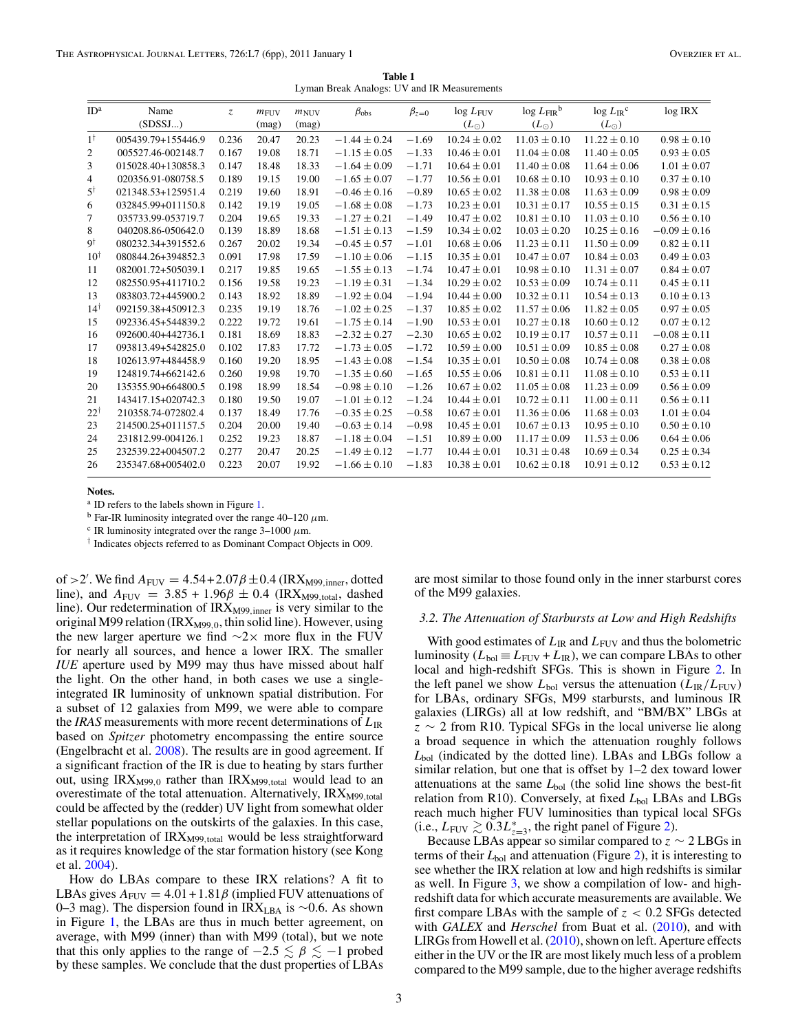**Table 1**
Lyman Break Analogs: UV and IR Measurements

| ID[a] | Name (SDSSJ...) | $z$ | $m_{\rm FUV}$ (mag) | $m_{\rm NUV}$ (mag) | $\beta_{\rm obs}$ | $\beta_{z=0}$ | $\log L_{\rm FUV}$ $(L_\odot)$ | $\log L_{\rm FIR}$[b] $(L_\odot)$ | $\log L_{\rm IR}$[c] $(L_\odot)$ | log IRX |
|---|---|---|---|---|---|---|---|---|---|---|
| 1[†] | 005439.79+155446.9 | 0.236 | 20.47 | 20.23 | $-1.44 \pm 0.24$ | $-1.69$ | $10.24 \pm 0.02$ | $11.03 \pm 0.10$ | $11.22 \pm 0.10$ | $0.98 \pm 0.10$ |
| 2 | 005527.46-002148.7 | 0.167 | 19.08 | 18.71 | $-1.15 \pm 0.05$ | $-1.33$ | $10.46 \pm 0.01$ | $11.04 \pm 0.08$ | $11.40 \pm 0.05$ | $0.93 \pm 0.05$ |
| 3 | 015028.40+130858.3 | 0.147 | 18.48 | 18.33 | $-1.64 \pm 0.09$ | $-1.71$ | $10.64 \pm 0.01$ | $11.40 \pm 0.08$ | $11.64 \pm 0.06$ | $1.01 \pm 0.07$ |
| 4 | 020356.91-080758.5 | 0.189 | 19.15 | 19.00 | $-1.65 \pm 0.07$ | $-1.77$ | $10.56 \pm 0.01$ | $10.68 \pm 0.10$ | $10.93 \pm 0.10$ | $0.37 \pm 0.10$ |
| 5[†] | 021348.53+125951.4 | 0.219 | 19.60 | 18.91 | $-0.46 \pm 0.16$ | $-0.89$ | $10.65 \pm 0.02$ | $11.38 \pm 0.08$ | $11.63 \pm 0.09$ | $0.98 \pm 0.09$ |
| 6 | 032845.99+011150.8 | 0.142 | 19.19 | 19.05 | $-1.68 \pm 0.08$ | $-1.73$ | $10.23 \pm 0.01$ | $10.31 \pm 0.17$ | $10.55 \pm 0.15$ | $0.31 \pm 0.15$ |
| 7 | 035733.99-053719.7 | 0.204 | 19.65 | 19.33 | $-1.27 \pm 0.21$ | $-1.49$ | $10.47 \pm 0.02$ | $10.81 \pm 0.10$ | $11.03 \pm 0.10$ | $0.56 \pm 0.10$ |
| 8 | 040208.86-050642.0 | 0.139 | 18.89 | 18.68 | $-1.51 \pm 0.13$ | $-1.59$ | $10.34 \pm 0.02$ | $10.03 \pm 0.20$ | $10.25 \pm 0.16$ | $-0.09 \pm 0.16$ |
| 9[†] | 080232.34+391552.6 | 0.267 | 20.02 | 19.34 | $-0.45 \pm 0.57$ | $-1.01$ | $10.68 \pm 0.06$ | $11.23 \pm 0.11$ | $11.50 \pm 0.09$ | $0.82 \pm 0.11$ |
| 10[†] | 080844.26+394852.3 | 0.091 | 17.98 | 17.59 | $-1.10 \pm 0.06$ | $-1.15$ | $10.35 \pm 0.01$ | $10.47 \pm 0.07$ | $10.84 \pm 0.03$ | $0.49 \pm 0.03$ |
| 11 | 082001.72+505039.1 | 0.217 | 19.85 | 19.65 | $-1.55 \pm 0.13$ | $-1.74$ | $10.47 \pm 0.01$ | $10.98 \pm 0.10$ | $11.31 \pm 0.07$ | $0.84 \pm 0.07$ |
| 12 | 082550.95+411710.2 | 0.156 | 19.58 | 19.23 | $-1.19 \pm 0.31$ | $-1.34$ | $10.29 \pm 0.02$ | $10.53 \pm 0.09$ | $10.74 \pm 0.11$ | $0.45 \pm 0.11$ |
| 13 | 083803.72+445900.2 | 0.143 | 18.92 | 18.89 | $-1.92 \pm 0.04$ | $-1.94$ | $10.44 \pm 0.00$ | $10.32 \pm 0.11$ | $10.54 \pm 0.13$ | $0.10 \pm 0.13$ |
| 14[†] | 092159.38+450912.3 | 0.235 | 19.19 | 18.76 | $-1.02 \pm 0.25$ | $-1.37$ | $10.85 \pm 0.02$ | $11.57 \pm 0.06$ | $11.82 \pm 0.05$ | $0.97 \pm 0.05$ |
| 15 | 092336.45+544839.2 | 0.222 | 19.72 | 19.61 | $-1.75 \pm 0.14$ | $-1.90$ | $10.53 \pm 0.01$ | $10.27 \pm 0.18$ | $10.60 \pm 0.12$ | $0.07 \pm 0.12$ |
| 16 | 092600.40+442736.1 | 0.181 | 18.69 | 18.83 | $-2.32 \pm 0.27$ | $-2.30$ | $10.65 \pm 0.02$ | $10.19 \pm 0.17$ | $10.57 \pm 0.11$ | $-0.08 \pm 0.11$ |
| 17 | 093813.49+542825.0 | 0.102 | 17.83 | 17.72 | $-1.73 \pm 0.05$ | $-1.72$ | $10.59 \pm 0.00$ | $10.51 \pm 0.09$ | $10.85 \pm 0.08$ | $0.27 \pm 0.08$ |
| 18 | 102613.97+484458.9 | 0.160 | 19.20 | 18.95 | $-1.43 \pm 0.08$ | $-1.54$ | $10.35 \pm 0.01$ | $10.50 \pm 0.08$ | $10.74 \pm 0.08$ | $0.38 \pm 0.08$ |
| 19 | 124819.74+662142.6 | 0.260 | 19.98 | 19.70 | $-1.35 \pm 0.60$ | $-1.65$ | $10.55 \pm 0.06$ | $10.81 \pm 0.11$ | $11.08 \pm 0.10$ | $0.53 \pm 0.11$ |
| 20 | 135355.90+664800.5 | 0.198 | 18.99 | 18.54 | $-0.98 \pm 0.10$ | $-1.26$ | $10.67 \pm 0.02$ | $11.05 \pm 0.08$ | $11.23 \pm 0.09$ | $0.56 \pm 0.09$ |
| 21 | 143417.15+020742.3 | 0.180 | 19.50 | 19.07 | $-1.01 \pm 0.12$ | $-1.24$ | $10.44 \pm 0.01$ | $10.72 \pm 0.11$ | $11.00 \pm 0.11$ | $0.56 \pm 0.11$ |
| 22[†] | 210358.74-072802.4 | 0.137 | 18.49 | 17.76 | $-0.35 \pm 0.25$ | $-0.58$ | $10.67 \pm 0.01$ | $11.36 \pm 0.06$ | $11.68 \pm 0.03$ | $1.01 \pm 0.04$ |
| 23 | 214500.25+011157.5 | 0.204 | 20.00 | 19.40 | $-0.63 \pm 0.14$ | $-0.98$ | $10.45 \pm 0.01$ | $10.67 \pm 0.13$ | $10.95 \pm 0.10$ | $0.50 \pm 0.10$ |
| 24 | 231812.99-004126.1 | 0.252 | 19.23 | 18.87 | $-1.18 \pm 0.04$ | $-1.51$ | $10.89 \pm 0.00$ | $11.17 \pm 0.09$ | $11.53 \pm 0.06$ | $0.64 \pm 0.06$ |
| 25 | 232539.22+004507.2 | 0.277 | 20.47 | 20.25 | $-1.49 \pm 0.12$ | $-1.77$ | $10.44 \pm 0.01$ | $10.31 \pm 0.48$ | $10.69 \pm 0.34$ | $0.25 \pm 0.34$ |
| 26 | 235347.68+005402.0 | 0.223 | 20.07 | 19.92 | $-1.66 \pm 0.10$ | $-1.83$ | $10.38 \pm 0.01$ | $10.62 \pm 0.18$ | $10.91 \pm 0.12$ | $0.53 \pm 0.12$ |

**Notes.**
[a] ID refers to the labels shown in Figure 1.
[b] Far-IR luminosity integrated over the range 40–120 $\mu$m.
[c] IR luminosity integrated over the range 3–1000 $\mu$m.
[†] Indicates objects referred to as Dominant Compact Objects in O09.

of $>2'$. We find $A_{\rm FUV} = 4.54 + 2.07\beta \pm 0.4$ ($\mathrm{IRX_{M99,inner}}$, dotted line), and $A_{\rm FUV} = 3.85 + 1.96\beta \pm 0.4$ ($\mathrm{IRX_{M99,total}}$, dashed line). Our redetermination of $\mathrm{IRX_{M99,inner}}$ is very similar to the original M99 relation ($\mathrm{IRX_{M99,0}}$, thin solid line). However, using the new larger aperture we find $\sim 2\times$ more flux in the FUV for nearly all sources, and hence a lower IRX. The smaller *IUE* aperture used by M99 may thus have missed about half the light. On the other hand, in both cases we use a single-integrated IR luminosity of unknown spatial distribution. For a subset of 12 galaxies from M99, we were able to compare the *IRAS* measurements with more recent determinations of $L_{\rm IR}$ based on *Spitzer* photometry encompassing the entire source (Engelbracht et al. 2008). The results are in good agreement. If a significant fraction of the IR is due to heating by stars further out, using $\mathrm{IRX_{M99,0}}$ rather than $\mathrm{IRX_{M99,total}}$ would lead to an overestimate of the total attenuation. Alternatively, $\mathrm{IRX_{M99,total}}$ could be affected by the (redder) UV light from somewhat older stellar populations on the outskirts of the galaxies. In this case, the interpretation of $\mathrm{IRX_{M99,total}}$ would be less straightforward as it requires knowledge of the star formation history (see Kong et al. 2004).

How do LBAs compare to these IRX relations? A fit to LBAs gives $A_{\rm FUV} = 4.01 + 1.81\beta$ (implied FUV attenuations of 0–3 mag). The dispersion found in $\mathrm{IRX_{LBA}}$ is $\sim$0.6. As shown in Figure 1, the LBAs are thus in much better agreement, on average, with M99 (inner) than with M99 (total), but we note that this only applies to the range of $-2.5 \lesssim \beta \lesssim -1$ probed by these samples. We conclude that the dust properties of LBAs are most similar to those found only in the inner starburst cores of the M99 galaxies.

### 3.2. The Attenuation of Starbursts at Low and High Redshifts

With good estimates of $L_{\rm IR}$ and $L_{\rm FUV}$ and thus the bolometric luminosity ($L_{\rm bol} \equiv L_{\rm FUV} + L_{\rm IR}$), we can compare LBAs to other local and high-redshift SFGs. This is shown in Figure 2. In the left panel we show $L_{\rm bol}$ versus the attenuation ($L_{\rm IR}/L_{\rm FUV}$) for LBAs, ordinary SFGs, M99 starbursts, and luminous IR galaxies (LIRGs) all at low redshift, and "BM/BX" LBGs at $z \sim 2$ from R10. Typical SFGs in the local universe lie along a broad sequence in which the attenuation roughly follows $L_{\rm bol}$ (indicated by the dotted line). LBAs and LBGs follow a similar relation, but one that is offset by 1–2 dex toward lower attenuations at the same $L_{\rm bol}$ (the solid line shows the best-fit relation from R10). Conversely, at fixed $L_{\rm bol}$ LBAs and LBGs reach much higher FUV luminosities than typical local SFGs (i.e., $L_{\rm FUV} \gtrsim 0.3 L^*_{z=3}$, the right panel of Figure 2).

Because LBAs appear so similar compared to $z \sim 2$ LBGs in terms of their $L_{\rm bol}$ and attenuation (Figure 2), it is interesting to see whether the IRX relation at low and high redshifts is similar as well. In Figure 3, we show a compilation of low- and high-redshift data for which accurate measurements are available. We first compare LBAs with the sample of $z < 0.2$ SFGs detected with *GALEX* and *Herschel* from Buat et al. (2010), and with LIRGs from Howell et al. (2010), shown on left. Aperture effects either in the UV or the IR are most likely much less of a problem compared to the M99 sample, due to the higher average redshifts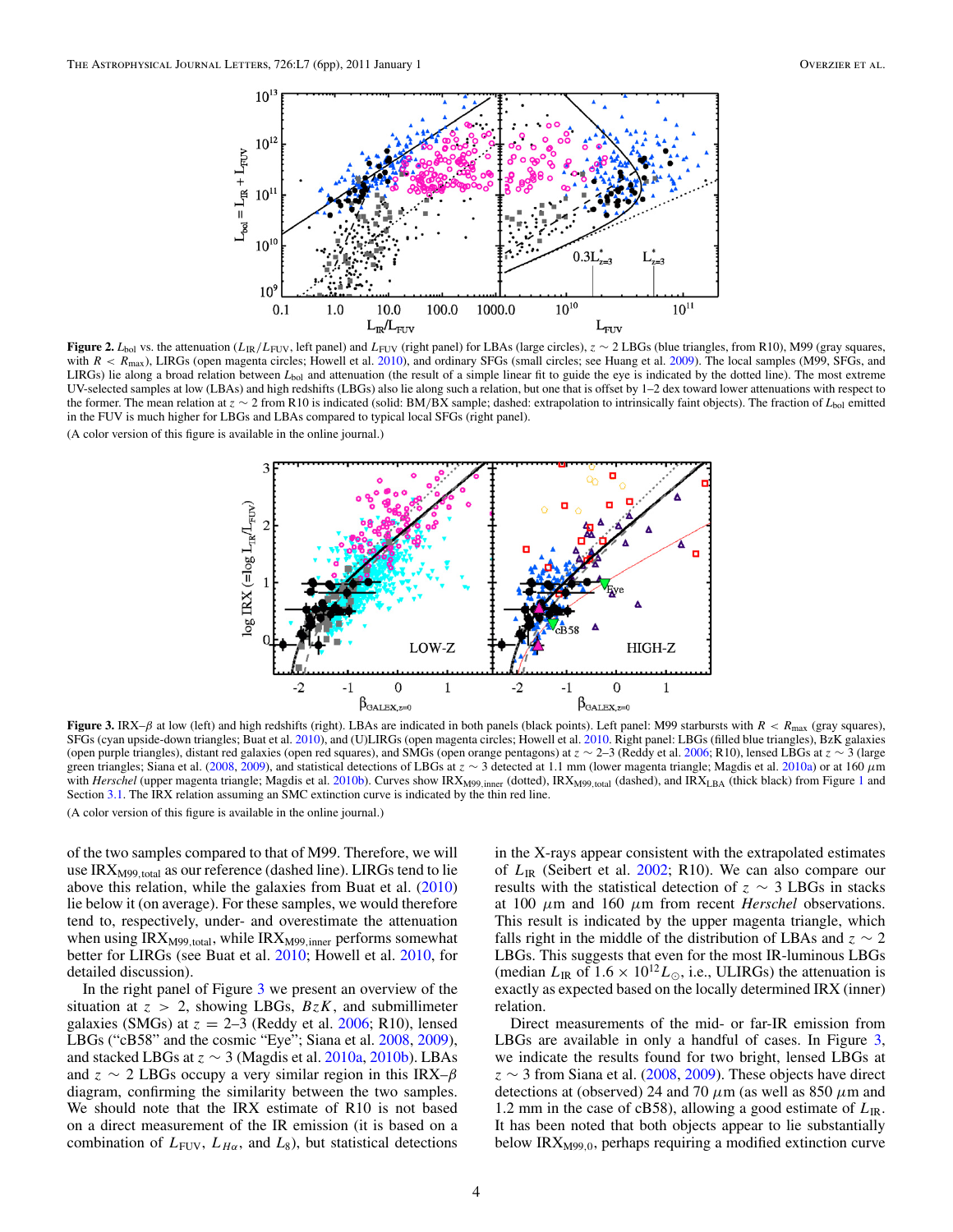**Figure 2.** $L_{\rm bol}$ vs. the attenuation ($L_{\rm IR}/L_{\rm FUV}$, left panel) and $L_{\rm FUV}$ (right panel) for LBAs (large circles), $z \sim 2$ LBGs (blue triangles, from R10), M99 (gray squares, with $R < R_{\rm max}$), LIRGs (open magenta circles; Howell et al. 2010), and ordinary SFGs (small circles; see Huang et al. 2009). The local samples (M99, SFGs, and LIRGs) lie along a broad relation between $L_{\rm bol}$ and attenuation (the result of a simple linear fit to guide the eye is indicated by the dotted line). The most extreme UV-selected samples at low (LBAs) and high redshifts (LBGs) also lie along such a relation, but one that is offset by 1–2 dex toward lower attenuations with respect to the former. The mean relation at $z \sim 2$ from R10 is indicated (solid: BM/BX sample; dashed: extrapolation to intrinsically faint objects). The fraction of $L_{\rm bol}$ emitted in the FUV is much higher for LBGs and LBAs compared to typical local SFGs (right panel).

(A color version of this figure is available in the online journal.)

**Figure 3.** IRX–$\beta$ at low (left) and high redshifts (right). LBAs are indicated in both panels (black points). Left panel: M99 starbursts with $R < R_{\rm max}$ (gray squares), SFGs (cyan upside-down triangles; Buat et al. 2010), and (U)LIRGs (open magenta circles; Howell et al. 2010). Right panel: LBGs (filled blue triangles), BzK galaxies (open purple triangles), distant red galaxies (open red squares), and SMGs (open orange pentagons) at $z \sim$ 2–3 (Reddy et al. 2006; R10), lensed LBGs at $z \sim 3$ (large green triangles; Siana et al. (2008, 2009), and statistical detections of LBGs at $z \sim 3$ detected at 1.1 mm (lower magenta triangle; Magdis et al. 2010a) or at 160 $\mu$m with *Herschel* (upper magenta triangle; Magdis et al. 2010b). Curves show IRX$_{\rm M99,inner}$ (dotted), IRX$_{\rm M99,total}$ (dashed), and IRX$_{\rm LBA}$ (thick black) from Figure 1 and Section 3.1. The IRX relation assuming an SMC extinction curve is indicated by the thin red line.

(A color version of this figure is available in the online journal.)

of the two samples compared to that of M99. Therefore, we will use IRX$_{\rm M99,total}$ as our reference (dashed line). LIRGs tend to lie above this relation, while the galaxies from Buat et al. (2010) lie below it (on average). For these samples, we would therefore tend to, respectively, under- and overestimate the attenuation when using IRX$_{\rm M99,total}$, while IRX$_{\rm M99,inner}$ performs somewhat better for LIRGs (see Buat et al. 2010; Howell et al. 2010, for detailed discussion).

In the right panel of Figure 3 we present an overview of the situation at $z > 2$, showing LBGs, $BzK$, and submillimeter galaxies (SMGs) at $z =$ 2–3 (Reddy et al. 2006; R10), lensed LBGs ("cB58" and the cosmic "Eye"; Siana et al. 2008, 2009), and stacked LBGs at $z \sim 3$ (Magdis et al. 2010a, 2010b). LBAs and $z \sim 2$ LBGs occupy a very similar region in this IRX–$\beta$ diagram, confirming the similarity between the two samples. We should note that the IRX estimate of R10 is not based on a direct measurement of the IR emission (it is based on a combination of $L_{\rm FUV}$, $L_{H\alpha}$, and $L_8$), but statistical detections in the X-rays appear consistent with the extrapolated estimates of $L_{\rm IR}$ (Seibert et al. 2002; R10). We can also compare our results with the statistical detection of $z \sim 3$ LBGs in stacks at 100 $\mu$m and 160 $\mu$m from recent *Herschel* observations. This result is indicated by the upper magenta triangle, which falls right in the middle of the distribution of LBAs and $z \sim 2$ LBGs. This suggests that even for the most IR-luminous LBGs (median $L_{\rm IR}$ of $1.6 \times 10^{12} L_\odot$, i.e., ULIRGs) the attenuation is exactly as expected based on the locally determined IRX (inner) relation.

Direct measurements of the mid- or far-IR emission from LBGs are available in only a handful of cases. In Figure 3, we indicate the results found for two bright, lensed LBGs at $z \sim 3$ from Siana et al. (2008, 2009). These objects have direct detections at (observed) 24 and 70 $\mu$m (as well as 850 $\mu$m and 1.2 mm in the case of cB58), allowing a good estimate of $L_{\rm IR}$. It has been noted that both objects appear to lie substantially below IRX$_{\rm M99,0}$, perhaps requiring a modified extinction curve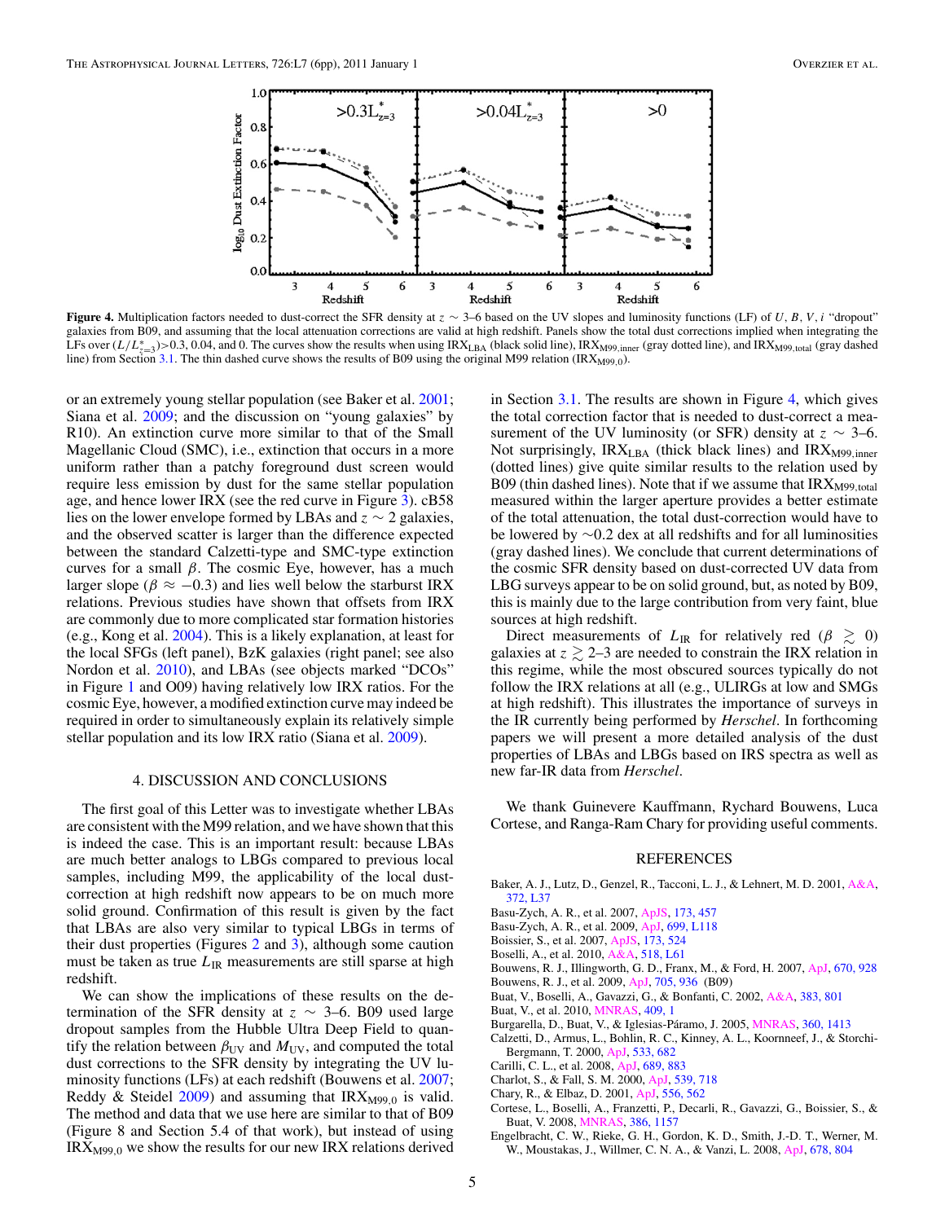**Figure 4.** Multiplication factors needed to dust-correct the SFR density at $z \sim 3$–6 based on the UV slopes and luminosity functions (LF) of $U, B, V, i$ "dropout" galaxies from B09, and assuming that the local attenuation corrections are valid at high redshift. Panels show the total dust corrections implied when integrating the LFs over $(L/L^*_{z=3})$>0.3, 0.04, and 0. The curves show the results when using $\mathrm{IRX_{LBA}}$ (black solid line), $\mathrm{IRX_{M99,inner}}$ (gray dotted line), and $\mathrm{IRX_{M99,total}}$ (gray dashed line) from Section 3.1. The thin dashed curve shows the results of B09 using the original M99 relation ($\mathrm{IRX_{M99,0}}$).

or an extremely young stellar population (see Baker et al. 2001; Siana et al. 2009; and the discussion on "young galaxies" by R10). An extinction curve more similar to that of the Small Magellanic Cloud (SMC), i.e., extinction that occurs in a more uniform rather than a patchy foreground dust screen would require less emission by dust for the same stellar population age, and hence lower IRX (see the red curve in Figure 3). cB58 lies on the lower envelope formed by LBAs and $z \sim 2$ galaxies, and the observed scatter is larger than the difference expected between the standard Calzetti-type and SMC-type extinction curves for a small $\beta$. The cosmic Eye, however, has a much larger slope ($\beta \approx -0.3$) and lies well below the starburst IRX relations. Previous studies have shown that offsets from IRX are commonly due to more complicated star formation histories (e.g., Kong et al. 2004). This is a likely explanation, at least for the local SFGs (left panel), BzK galaxies (right panel; see also Nordon et al. 2010), and LBAs (see objects marked "DCOs" in Figure 1 and O09) having relatively low IRX ratios. For the cosmic Eye, however, a modified extinction curve may indeed be required in order to simultaneously explain its relatively simple stellar population and its low IRX ratio (Siana et al. 2009).

## 4. DISCUSSION AND CONCLUSIONS

The first goal of this Letter was to investigate whether LBAs are consistent with the M99 relation, and we have shown that this is indeed the case. This is an important result: because LBAs are much better analogs to LBGs compared to previous local samples, including M99, the applicability of the local dust-correction at high redshift now appears to be on much more solid ground. Confirmation of this result is given by the fact that LBAs are also very similar to typical LBGs in terms of their dust properties (Figures 2 and 3), although some caution must be taken as true $L_{\mathrm{IR}}$ measurements are still sparse at high redshift.

We can show the implications of these results on the determination of the SFR density at $z \sim 3$–6. B09 used large dropout samples from the Hubble Ultra Deep Field to quantify the relation between $\beta_{\mathrm{UV}}$ and $M_{\mathrm{UV}}$, and computed the total dust corrections to the SFR density by integrating the UV luminosity functions (LFs) at each redshift (Bouwens et al. 2007; Reddy & Steidel 2009) and assuming that $\mathrm{IRX_{M99,0}}$ is valid. The method and data that we use here are similar to that of B09 (Figure 8 and Section 5.4 of that work), but instead of using $\mathrm{IRX_{M99,0}}$ we show the results for our new IRX relations derived in Section 3.1. The results are shown in Figure 4, which gives the total correction factor that is needed to dust-correct a measurement of the UV luminosity (or SFR) density at $z \sim 3$–6. Not surprisingly, $\mathrm{IRX_{LBA}}$ (thick black lines) and $\mathrm{IRX_{M99,inner}}$ (dotted lines) give quite similar results to the relation used by B09 (thin dashed lines). Note that if we assume that $\mathrm{IRX_{M99,total}}$ measured within the larger aperture provides a better estimate of the total attenuation, the total dust-correction would have to be lowered by ~0.2 dex at all redshifts and for all luminosities (gray dashed lines). We conclude that current determinations of the cosmic SFR density based on dust-corrected UV data from LBG surveys appear to be on solid ground, but, as noted by B09, this is mainly due to the large contribution from very faint, blue sources at high redshift.

Direct measurements of $L_{\mathrm{IR}}$ for relatively red ($\beta \gtrsim 0$) galaxies at $z \gtrsim 2$–3 are needed to constrain the IRX relation in this regime, while the most obscured sources typically do not follow the IRX relations at all (e.g., ULIRGs at low and SMGs at high redshift). This illustrates the importance of surveys in the IR currently being performed by *Herschel*. In forthcoming papers we will present a more detailed analysis of the dust properties of LBAs and LBGs based on IRS spectra as well as new far-IR data from *Herschel*.

We thank Guinevere Kauffmann, Rychard Bouwens, Luca Cortese, and Ranga-Ram Chary for providing useful comments.

## REFERENCES

Baker, A. J., Lutz, D., Genzel, R., Tacconi, L. J., & Lehnert, M. D. 2001, A&A, 372, L37
Basu-Zych, A. R., et al. 2007, ApJS, 173, 457
Basu-Zych, A. R., et al. 2009, ApJ, 699, L118
Boissier, S., et al. 2007, ApJS, 173, 524
Boselli, A., et al. 2010, A&A, 518, L61
Bouwens, R. J., Illingworth, G. D., Franx, M., & Ford, H. 2007, ApJ, 670, 928
Bouwens, R. J., et al. 2009, ApJ, 705, 936 (B09)
Buat, V., Boselli, A., Gavazzi, G., & Bonfanti, C. 2002, A&A, 383, 801
Buat, V., et al. 2010, MNRAS, 409, 1
Burgarella, D., Buat, V., & Iglesias-Páramo, J. 2005, MNRAS, 360, 1413
Calzetti, D., Armus, L., Bohlin, R. C., Kinney, A. L., Koornneef, J., & Storchi-Bergmann, T. 2000, ApJ, 533, 682
Carilli, C. L., et al. 2008, ApJ, 689, 883
Charlot, S., & Fall, S. M. 2000, ApJ, 539, 718
Chary, R., & Elbaz, D. 2001, ApJ, 556, 562
Cortese, L., Boselli, A., Franzetti, P., Decarli, R., Gavazzi, G., Boissier, S., & Buat, V. 2008, MNRAS, 386, 1157
Engelbracht, C. W., Rieke, G. H., Gordon, K. D., Smith, J.-D. T., Werner, M. W., Moustakas, J., Willmer, C. N. A., & Vanzi, L. 2008, ApJ, 678, 804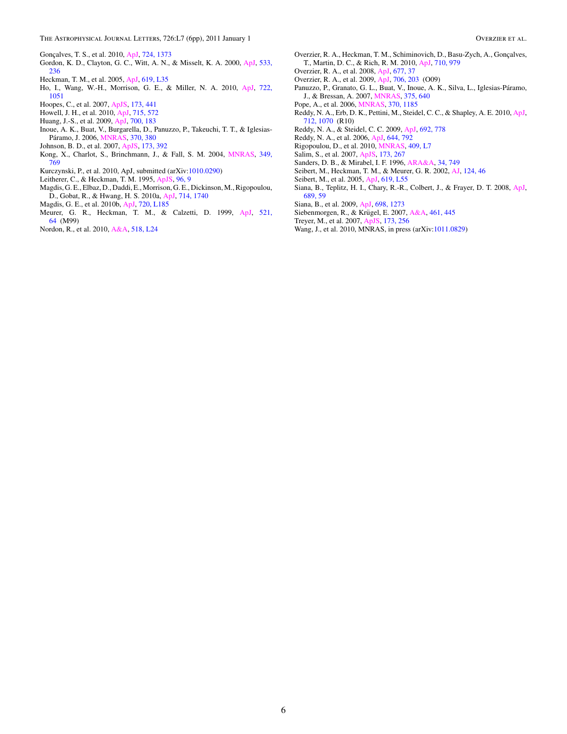Gonçalves, T. S., et al. 2010, ApJ, 724, 1373

Gordon, K. D., Clayton, G. C., Witt, A. N., & Misselt, K. A. 2000, ApJ, 533, 236

Heckman, T. M., et al. 2005, ApJ, 619, L35

Ho, I., Wang, W.-H., Morrison, G. E., & Miller, N. A. 2010, ApJ, 722, 1051

Hoopes, C., et al. 2007, ApJS, 173, 441

Howell, J. H., et al. 2010, ApJ, 715, 572

Huang, J.-S., et al. 2009, ApJ, 700, 183

Inoue, A. K., Buat, V., Burgarella, D., Panuzzo, P., Takeuchi, T. T., & Iglesias-Páramo, J. 2006, MNRAS, 370, 380

Johnson, B. D., et al. 2007, ApJS, 173, 392

Kong, X., Charlot, S., Brinchmann, J., & Fall, S. M. 2004, MNRAS, 349, 769

Kurczynski, P., et al. 2010, ApJ, submitted (arXiv:1010.0290)

Leitherer, C., & Heckman, T. M. 1995, ApJS, 96, 9

Magdis, G. E., Elbaz, D., Daddi, E., Morrison, G. E., Dickinson, M., Rigopoulou, D., Gobat, R., & Hwang, H. S. 2010a, ApJ, 714, 1740

Magdis, G. E., et al. 2010b, ApJ, 720, L185

Meurer, G. R., Heckman, T. M., & Calzetti, D. 1999, ApJ, 521, 64 (M99)

Nordon, R., et al. 2010, A&A, 518, L24

Overzier, R. A., Heckman, T. M., Schiminovich, D., Basu-Zych, A., Gonçalves, T., Martin, D. C., & Rich, R. M. 2010, ApJ, 710, 979

Overzier, R. A., et al. 2008, ApJ, 677, 37

Overzier, R. A., et al. 2009, ApJ, 706, 203 (O09)

Panuzzo, P., Granato, G. L., Buat, V., Inoue, A. K., Silva, L., Iglesias-Páramo, J., & Bressan, A. 2007, MNRAS, 375, 640

Pope, A., et al. 2006, MNRAS, 370, 1185

Reddy, N. A., Erb, D. K., Pettini, M., Steidel, C. C., & Shapley, A. E. 2010, ApJ, 712, 1070 (R10)

Reddy, N. A., & Steidel, C. C. 2009, ApJ, 692, 778

Reddy, N. A., et al. 2006, ApJ, 644, 792

Rigopoulou, D., et al. 2010, MNRAS, 409, L7

Salim, S., et al. 2007, ApJS, 173, 267

Sanders, D. B., & Mirabel, I. F. 1996, ARA&A, 34, 749

Seibert, M., Heckman, T. M., & Meurer, G. R. 2002, AJ, 124, 46

Seibert, M., et al. 2005, ApJ, 619, L55

Siana, B., Teplitz, H. I., Chary, R.-R., Colbert, J., & Frayer, D. T. 2008, ApJ, 689, 59

Siana, B., et al. 2009, ApJ, 698, 1273

Siebenmorgen, R., & Krügel, E. 2007, A&A, 461, 445

Treyer, M., et al. 2007, ApJS, 173, 256

Wang, J., et al. 2010, MNRAS, in press (arXiv:1011.0829)